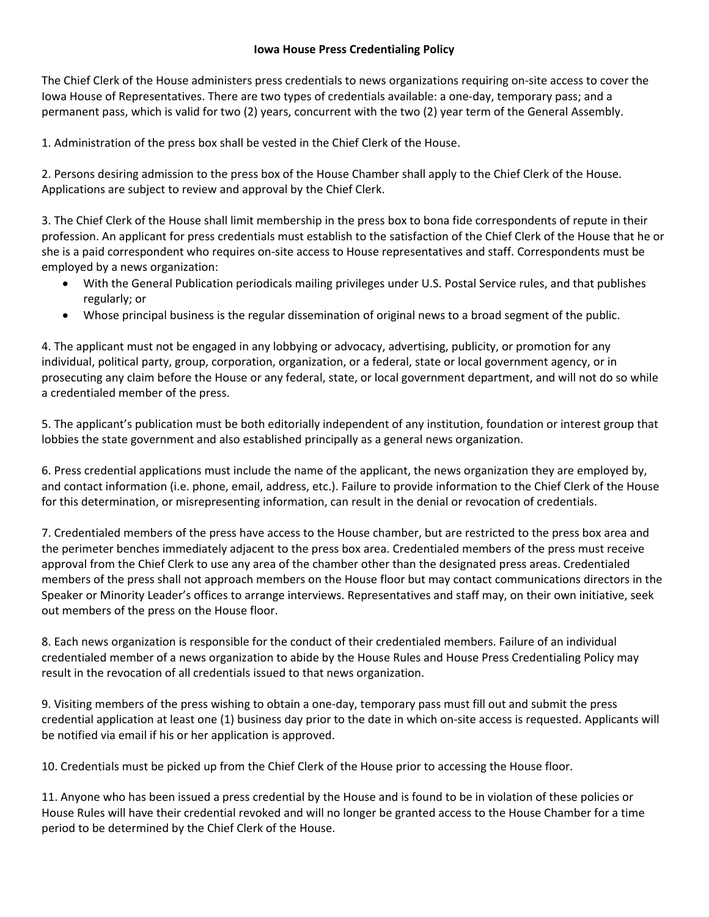# Iowa House Press Credentialing Policy

The Chief Clerk of the House administers press credentials to news organizations requiring on-site access to cover the Iowa House of Representatives. There are two types of credentials available: a one-day, temporary pass; and a permanent pass, which is valid for two (2) years, concurrent with the two (2) year term of the General Assembly.

1. Administration of the press box shall be vested in the Chief Clerk of the House.

2. Persons desiring admission to the press box of the House Chamber shall apply to the Chief Clerk of the House. Applications are subject to review and approval by the Chief Clerk.

3. The Chief Clerk of the House shall limit membership in the press box to bona fide correspondents of repute in their profession. An applicant for press credentials must establish to the satisfaction of the Chief Clerk of the House that he or she is a paid correspondent who requires on-site access to House representatives and staff. Correspondents must be employed by a news organization:
   - With the General Publication periodicals mailing privileges under U.S. Postal Service rules, and that publishes regularly; or
   - Whose principal business is the regular dissemination of original news to a broad segment of the public.

4. The applicant must not be engaged in any lobbying or advocacy, advertising, publicity, or promotion for any individual, political party, group, corporation, organization, or a federal, state or local government agency, or in prosecuting any claim before the House or any federal, state, or local government department, and will not do so while a credentialed member of the press.

5. The applicant's publication must be both editorially independent of any institution, foundation or interest group that lobbies the state government and also established principally as a general news organization.

6. Press credential applications must include the name of the applicant, the news organization they are employed by, and contact information (i.e. phone, email, address, etc.). Failure to provide information to the Chief Clerk of the House for this determination, or misrepresenting information, can result in the denial or revocation of credentials.

7. Credentialed members of the press have access to the House chamber, but are restricted to the press box area and the perimeter benches immediately adjacent to the press box area. Credentialed members of the press must receive approval from the Chief Clerk to use any area of the chamber other than the designated press areas. Credentialed members of the press shall not approach members on the House floor but may contact communications directors in the Speaker or Minority Leader's offices to arrange interviews. Representatives and staff may, on their own initiative, seek out members of the press on the House floor.

8. Each news organization is responsible for the conduct of their credentialed members. Failure of an individual credentialed member of a news organization to abide by the House Rules and House Press Credentialing Policy may result in the revocation of all credentials issued to that news organization.

9. Visiting members of the press wishing to obtain a one-day, temporary pass must fill out and submit the press credential application at least one (1) business day prior to the date in which on-site access is requested. Applicants will be notified via email if his or her application is approved.

10. Credentials must be picked up from the Chief Clerk of the House prior to accessing the House floor.

11. Anyone who has been issued a press credential by the House and is found to be in violation of these policies or House Rules will have their credential revoked and will no longer be granted access to the House Chamber for a time period to be determined by the Chief Clerk of the House.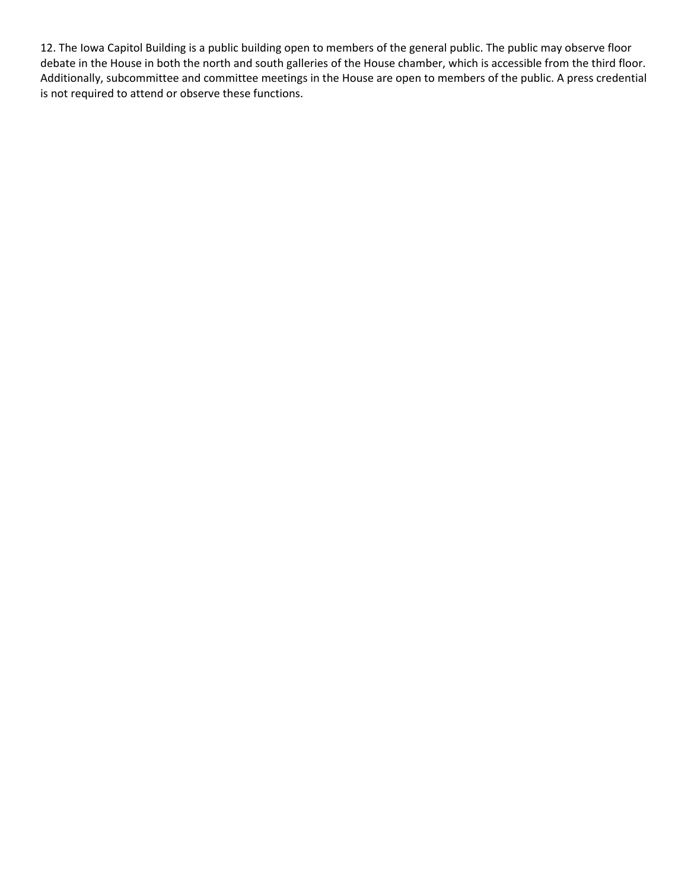12. The Iowa Capitol Building is a public building open to members of the general public. The public may observe floor debate in the House in both the north and south galleries of the House chamber, which is accessible from the third floor. Additionally, subcommittee and committee meetings in the House are open to members of the public. A press credential is not required to attend or observe these functions.